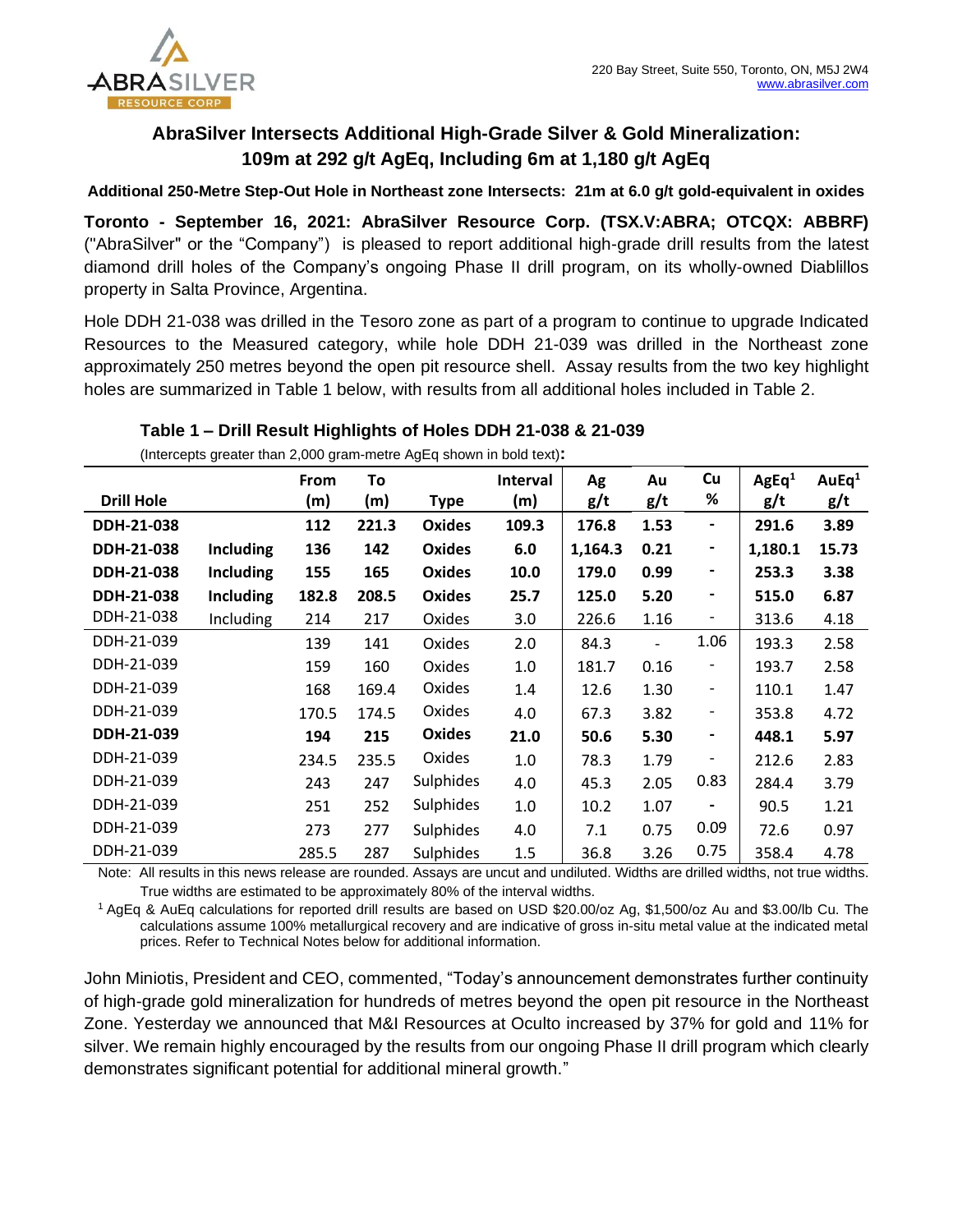220 Bay Street, Suite 550, Toronto, ON, M5J 2W4
www.abrasilver.com

# AbraSilver Intersects Additional High-Grade Silver & Gold Mineralization: 109m at 292 g/t AgEq, Including 6m at 1,180 g/t AgEq

**Additional 250-Metre Step-Out Hole in Northeast zone Intersects: 21m at 6.0 g/t gold-equivalent in oxides**

**Toronto - September 16, 2021: AbraSilver Resource Corp. (TSX.V:ABRA; OTCQX: ABBRF)** ("AbraSilver" or the "Company") is pleased to report additional high-grade drill results from the latest diamond drill holes of the Company's ongoing Phase II drill program, on its wholly-owned Diablillos property in Salta Province, Argentina.

Hole DDH 21-038 was drilled in the Tesoro zone as part of a program to continue to upgrade Indicated Resources to the Measured category, while hole DDH 21-039 was drilled in the Northeast zone approximately 250 metres beyond the open pit resource shell. Assay results from the two key highlight holes are summarized in Table 1 below, with results from all additional holes included in Table 2.

### Table 1 – Drill Result Highlights of Holes DDH 21-038 & 21-039

(Intercepts greater than 2,000 gram-metre AgEq shown in bold text):

| Drill Hole | | From (m) | To (m) | Type | Interval (m) | Ag g/t | Au g/t | Cu % | AgEq[1] g/t | AuEq[1] g/t |
|---|---|---|---|---|---|---|---|---|---|---|
| **DDH-21-038** | | **112** | **221.3** | **Oxides** | **109.3** | **176.8** | **1.53** | **-** | **291.6** | **3.89** |
| **DDH-21-038** | **Including** | **136** | **142** | **Oxides** | **6.0** | **1,164.3** | **0.21** | **-** | **1,180.1** | **15.73** |
| **DDH-21-038** | **Including** | **155** | **165** | **Oxides** | **10.0** | **179.0** | **0.99** | **-** | **253.3** | **3.38** |
| **DDH-21-038** | **Including** | **182.8** | **208.5** | **Oxides** | **25.7** | **125.0** | **5.20** | **-** | **515.0** | **6.87** |
| DDH-21-038 | Including | 214 | 217 | Oxides | 3.0 | 226.6 | 1.16 | - | 313.6 | 4.18 |
| DDH-21-039 | | 139 | 141 | Oxides | 2.0 | 84.3 | - | 1.06 | 193.3 | 2.58 |
| DDH-21-039 | | 159 | 160 | Oxides | 1.0 | 181.7 | 0.16 | - | 193.7 | 2.58 |
| DDH-21-039 | | 168 | 169.4 | Oxides | 1.4 | 12.6 | 1.30 | - | 110.1 | 1.47 |
| DDH-21-039 | | 170.5 | 174.5 | Oxides | 4.0 | 67.3 | 3.82 | - | 353.8 | 4.72 |
| **DDH-21-039** | | **194** | **215** | **Oxides** | **21.0** | **50.6** | **5.30** | **-** | **448.1** | **5.97** |
| DDH-21-039 | | 234.5 | 235.5 | Oxides | 1.0 | 78.3 | 1.79 | - | 212.6 | 2.83 |
| DDH-21-039 | | 243 | 247 | Sulphides | 4.0 | 45.3 | 2.05 | 0.83 | 284.4 | 3.79 |
| DDH-21-039 | | 251 | 252 | Sulphides | 1.0 | 10.2 | 1.07 | - | 90.5 | 1.21 |
| DDH-21-039 | | 273 | 277 | Sulphides | 4.0 | 7.1 | 0.75 | 0.09 | 72.6 | 0.97 |
| DDH-21-039 | | 285.5 | 287 | Sulphides | 1.5 | 36.8 | 3.26 | 0.75 | 358.4 | 4.78 |

Note: All results in this news release are rounded. Assays are uncut and undiluted. Widths are drilled widths, not true widths. True widths are estimated to be approximately 80% of the interval widths.

[1] AgEq & AuEq calculations for reported drill results are based on USD $20.00/oz Ag, $1,500/oz Au and $3.00/lb Cu. The calculations assume 100% metallurgical recovery and are indicative of gross in-situ metal value at the indicated metal prices. Refer to Technical Notes below for additional information.

John Miniotis, President and CEO, commented, "Today's announcement demonstrates further continuity of high-grade gold mineralization for hundreds of metres beyond the open pit resource in the Northeast Zone. Yesterday we announced that M&I Resources at Oculto increased by 37% for gold and 11% for silver. We remain highly encouraged by the results from our ongoing Phase II drill program which clearly demonstrates significant potential for additional mineral growth."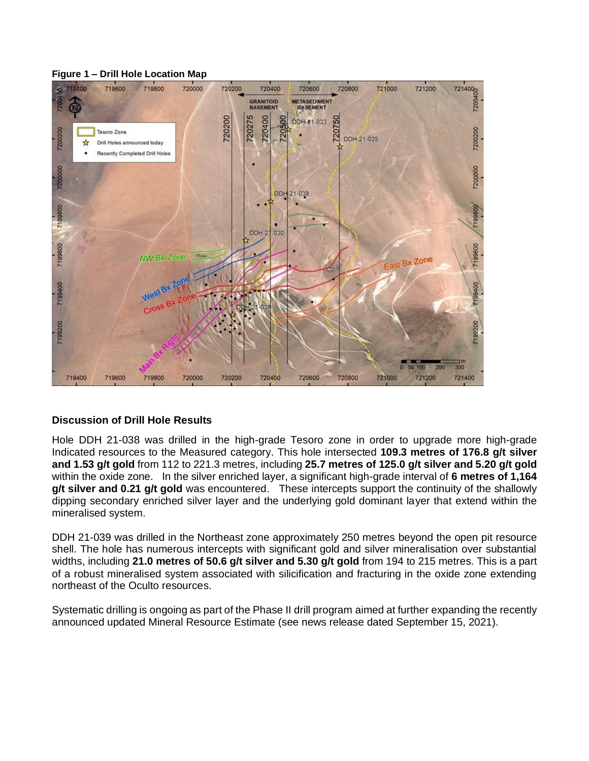**Figure 1 – Drill Hole Location Map**

## Discussion of Drill Hole Results

Hole DDH 21-038 was drilled in the high-grade Tesoro zone in order to upgrade more high-grade Indicated resources to the Measured category. This hole intersected **109.3 metres of 176.8 g/t silver and 1.53 g/t gold** from 112 to 221.3 metres, including **25.7 metres of 125.0 g/t silver and 5.20 g/t gold** within the oxide zone. In the silver enriched layer, a significant high-grade interval of **6 metres of 1,164 g/t silver and 0.21 g/t gold** was encountered. These intercepts support the continuity of the shallowly dipping secondary enriched silver layer and the underlying gold dominant layer that extend within the mineralised system.

DDH 21-039 was drilled in the Northeast zone approximately 250 metres beyond the open pit resource shell. The hole has numerous intercepts with significant gold and silver mineralisation over substantial widths, including **21.0 metres of 50.6 g/t silver and 5.30 g/t gold** from 194 to 215 metres. This is a part of a robust mineralised system associated with silicification and fracturing in the oxide zone extending northeast of the Oculto resources.

Systematic drilling is ongoing as part of the Phase II drill program aimed at further expanding the recently announced updated Mineral Resource Estimate (see news release dated September 15, 2021).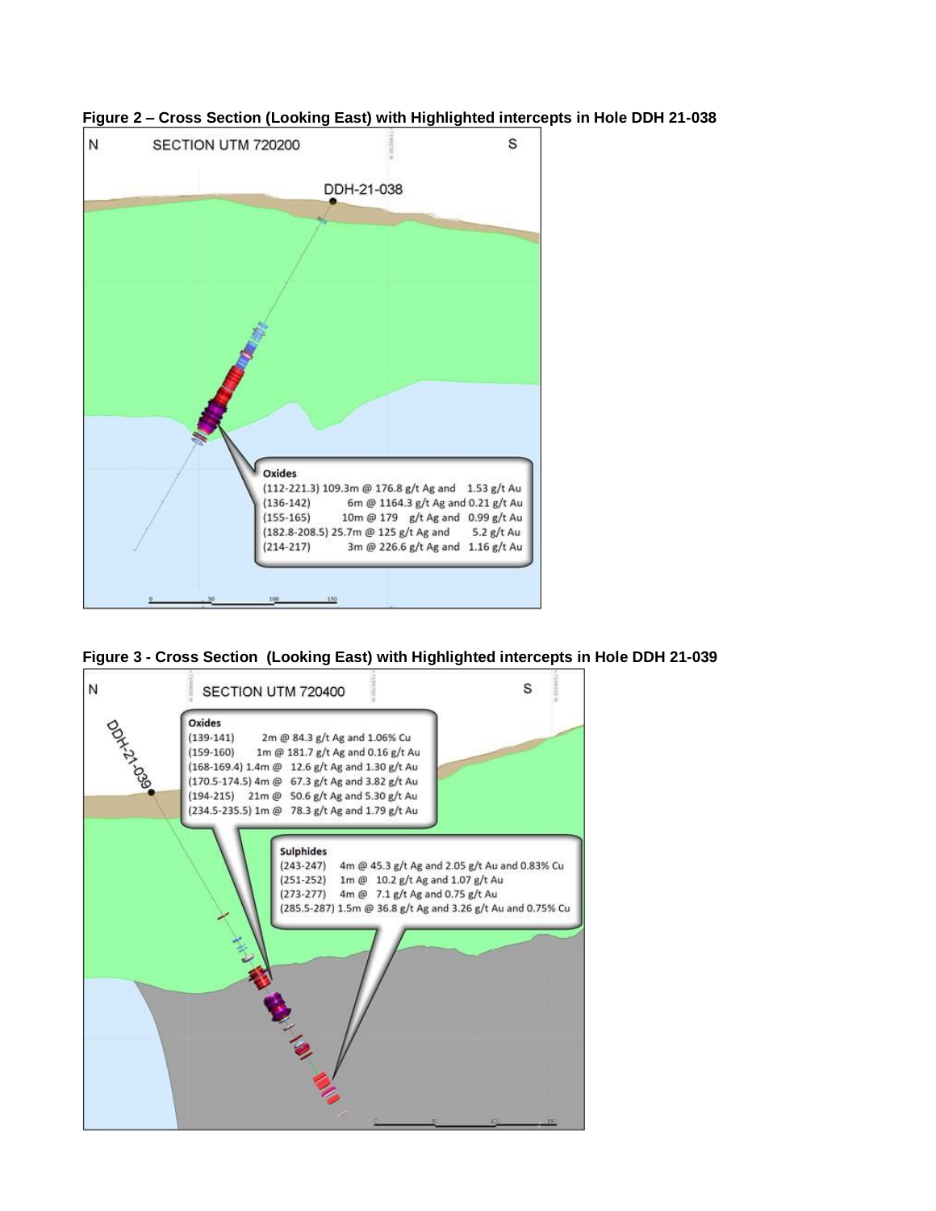**Figure 2 – Cross Section (Looking East) with Highlighted intercepts in Hole DDH 21-038**

**Figure 3 - Cross Section (Looking East) with Highlighted intercepts in Hole DDH 21-039**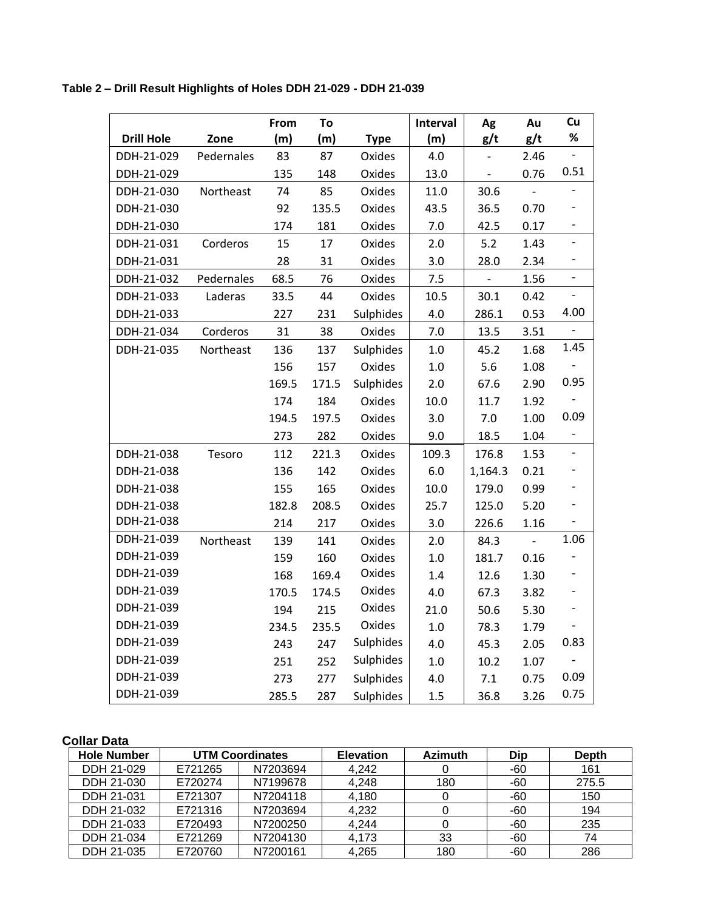**Table 2 – Drill Result Highlights of Holes DDH 21-029 - DDH 21-039**

| Drill Hole | Zone | From (m) | To (m) | Type | Interval (m) | Ag g/t | Au g/t | Cu % |
|---|---|---|---|---|---|---|---|---|
| DDH-21-029 | Pedernales | 83 | 87 | Oxides | 4.0 | - | 2.46 | - |
| DDH-21-029 | | 135 | 148 | Oxides | 13.0 | - | 0.76 | 0.51 |
| DDH-21-030 | Northeast | 74 | 85 | Oxides | 11.0 | 30.6 | - | - |
| DDH-21-030 | | 92 | 135.5 | Oxides | 43.5 | 36.5 | 0.70 | - |
| DDH-21-030 | | 174 | 181 | Oxides | 7.0 | 42.5 | 0.17 | - |
| DDH-21-031 | Corderos | 15 | 17 | Oxides | 2.0 | 5.2 | 1.43 | - |
| DDH-21-031 | | 28 | 31 | Oxides | 3.0 | 28.0 | 2.34 | - |
| DDH-21-032 | Pedernales | 68.5 | 76 | Oxides | 7.5 | - | 1.56 | - |
| DDH-21-033 | Laderas | 33.5 | 44 | Oxides | 10.5 | 30.1 | 0.42 | - |
| DDH-21-033 | | 227 | 231 | Sulphides | 4.0 | 286.1 | 0.53 | 4.00 |
| DDH-21-034 | Corderos | 31 | 38 | Oxides | 7.0 | 13.5 | 3.51 | - |
| DDH-21-035 | Northeast | 136 | 137 | Sulphides | 1.0 | 45.2 | 1.68 | 1.45 |
| | | 156 | 157 | Oxides | 1.0 | 5.6 | 1.08 | - |
| | | 169.5 | 171.5 | Sulphides | 2.0 | 67.6 | 2.90 | 0.95 |
| | | 174 | 184 | Oxides | 10.0 | 11.7 | 1.92 | - |
| | | 194.5 | 197.5 | Oxides | 3.0 | 7.0 | 1.00 | 0.09 |
| | | 273 | 282 | Oxides | 9.0 | 18.5 | 1.04 | - |
| DDH-21-038 | Tesoro | 112 | 221.3 | Oxides | 109.3 | 176.8 | 1.53 | - |
| DDH-21-038 | | 136 | 142 | Oxides | 6.0 | 1,164.3 | 0.21 | - |
| DDH-21-038 | | 155 | 165 | Oxides | 10.0 | 179.0 | 0.99 | - |
| DDH-21-038 | | 182.8 | 208.5 | Oxides | 25.7 | 125.0 | 5.20 | - |
| DDH-21-038 | | 214 | 217 | Oxides | 3.0 | 226.6 | 1.16 | - |
| DDH-21-039 | Northeast | 139 | 141 | Oxides | 2.0 | 84.3 | - | 1.06 |
| DDH-21-039 | | 159 | 160 | Oxides | 1.0 | 181.7 | 0.16 | - |
| DDH-21-039 | | 168 | 169.4 | Oxides | 1.4 | 12.6 | 1.30 | - |
| DDH-21-039 | | 170.5 | 174.5 | Oxides | 4.0 | 67.3 | 3.82 | - |
| DDH-21-039 | | 194 | 215 | Oxides | 21.0 | 50.6 | 5.30 | - |
| DDH-21-039 | | 234.5 | 235.5 | Oxides | 1.0 | 78.3 | 1.79 | - |
| DDH-21-039 | | 243 | 247 | Sulphides | 4.0 | 45.3 | 2.05 | 0.83 |
| DDH-21-039 | | 251 | 252 | Sulphides | 1.0 | 10.2 | 1.07 | - |
| DDH-21-039 | | 273 | 277 | Sulphides | 4.0 | 7.1 | 0.75 | 0.09 |
| DDH-21-039 | | 285.5 | 287 | Sulphides | 1.5 | 36.8 | 3.26 | 0.75 |

**Collar Data**

| Hole Number | UTM Coordinates | | Elevation | Azimuth | Dip | Depth |
|---|---|---|---|---|---|---|
| DDH 21-029 | E721265 | N7203694 | 4,242 | 0 | -60 | 161 |
| DDH 21-030 | E720274 | N7199678 | 4,248 | 180 | -60 | 275.5 |
| DDH 21-031 | E721307 | N7204118 | 4,180 | 0 | -60 | 150 |
| DDH 21-032 | E721316 | N7203694 | 4,232 | 0 | -60 | 194 |
| DDH 21-033 | E720493 | N7200250 | 4,244 | 0 | -60 | 235 |
| DDH 21-034 | E721269 | N7204130 | 4,173 | 33 | -60 | 74 |
| DDH 21-035 | E720760 | N7200161 | 4,265 | 180 | -60 | 286 |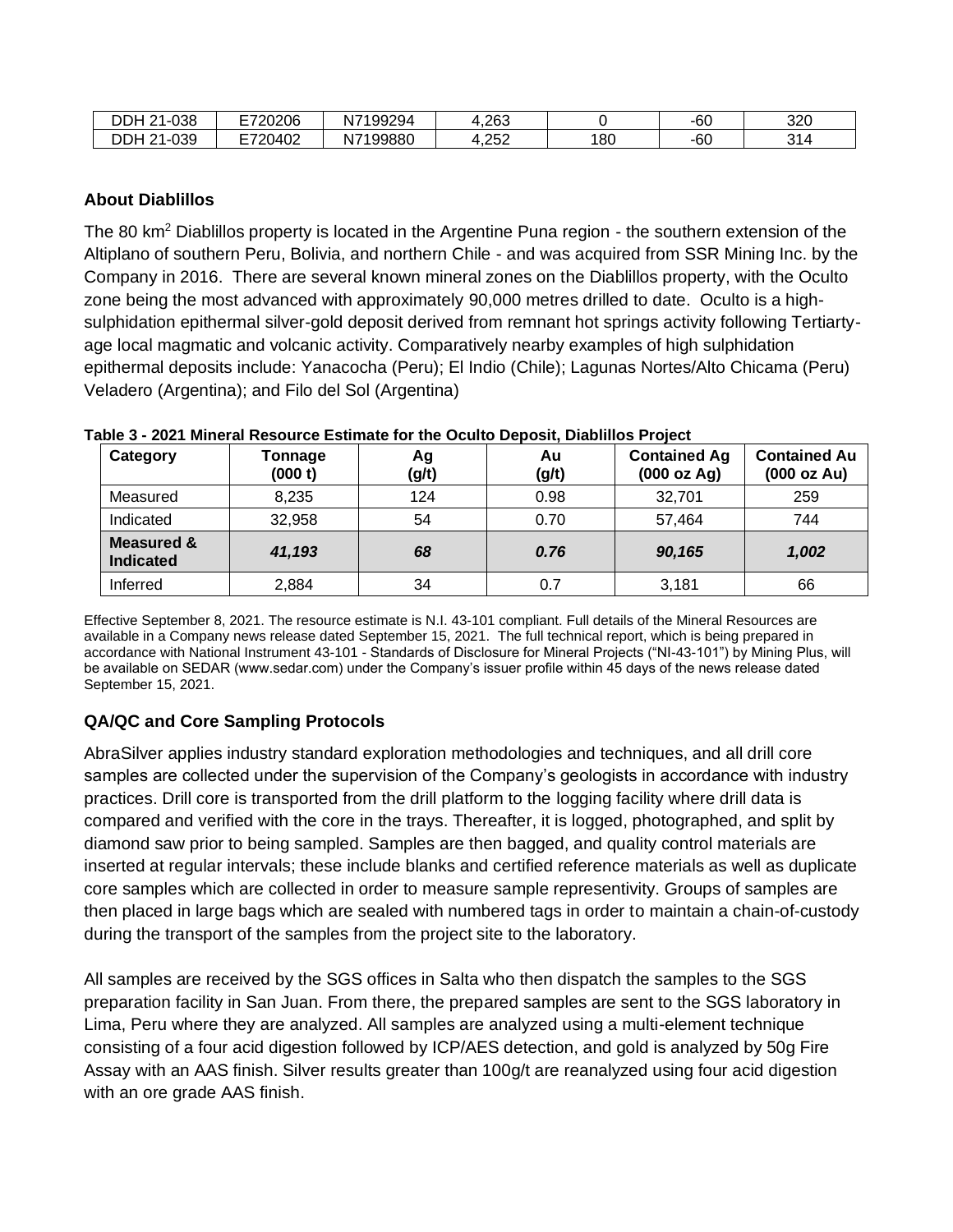| DDH 21-038 | E720206 | N7199294 | 4,263 | 0 | -60 | 320 |
|---|---|---|---|---|---|---|
| DDH 21-039 | E720402 | N7199880 | 4,252 | 180 | -60 | 314 |

## About Diablillos

The 80 km$^2$ Diablillos property is located in the Argentine Puna region - the southern extension of the Altiplano of southern Peru, Bolivia, and northern Chile - and was acquired from SSR Mining Inc. by the Company in 2016. There are several known mineral zones on the Diablillos property, with the Oculto zone being the most advanced with approximately 90,000 metres drilled to date. Oculto is a high-sulphidation epithermal silver-gold deposit derived from remnant hot springs activity following Tertiarty-age local magmatic and volcanic activity. Comparatively nearby examples of high sulphidation epithermal deposits include: Yanacocha (Peru); El Indio (Chile); Lagunas Nortes/Alto Chicama (Peru) Veladero (Argentina); and Filo del Sol (Argentina)

**Table 3 - 2021 Mineral Resource Estimate for the Oculto Deposit, Diablillos Project**

| Category | Tonnage (000 t) | Ag (g/t) | Au (g/t) | Contained Ag (000 oz Ag) | Contained Au (000 oz Au) |
|---|---|---|---|---|---|
| Measured | 8,235 | 124 | 0.98 | 32,701 | 259 |
| Indicated | 32,958 | 54 | 0.70 | 57,464 | 744 |
| **Measured & Indicated** | ***41,193*** | ***68*** | ***0.76*** | ***90,165*** | ***1,002*** |
| Inferred | 2,884 | 34 | 0.7 | 3,181 | 66 |

Effective September 8, 2021. The resource estimate is N.I. 43-101 compliant. Full details of the Mineral Resources are available in a Company news release dated September 15, 2021. The full technical report, which is being prepared in accordance with National Instrument 43-101 - Standards of Disclosure for Mineral Projects ("NI-43-101") by Mining Plus, will be available on SEDAR (www.sedar.com) under the Company's issuer profile within 45 days of the news release dated September 15, 2021.

## QA/QC and Core Sampling Protocols

AbraSilver applies industry standard exploration methodologies and techniques, and all drill core samples are collected under the supervision of the Company's geologists in accordance with industry practices. Drill core is transported from the drill platform to the logging facility where drill data is compared and verified with the core in the trays. Thereafter, it is logged, photographed, and split by diamond saw prior to being sampled. Samples are then bagged, and quality control materials are inserted at regular intervals; these include blanks and certified reference materials as well as duplicate core samples which are collected in order to measure sample representivity. Groups of samples are then placed in large bags which are sealed with numbered tags in order to maintain a chain-of-custody during the transport of the samples from the project site to the laboratory.

All samples are received by the SGS offices in Salta who then dispatch the samples to the SGS preparation facility in San Juan. From there, the prepared samples are sent to the SGS laboratory in Lima, Peru where they are analyzed. All samples are analyzed using a multi-element technique consisting of a four acid digestion followed by ICP/AES detection, and gold is analyzed by 50g Fire Assay with an AAS finish. Silver results greater than 100g/t are reanalyzed using four acid digestion with an ore grade AAS finish.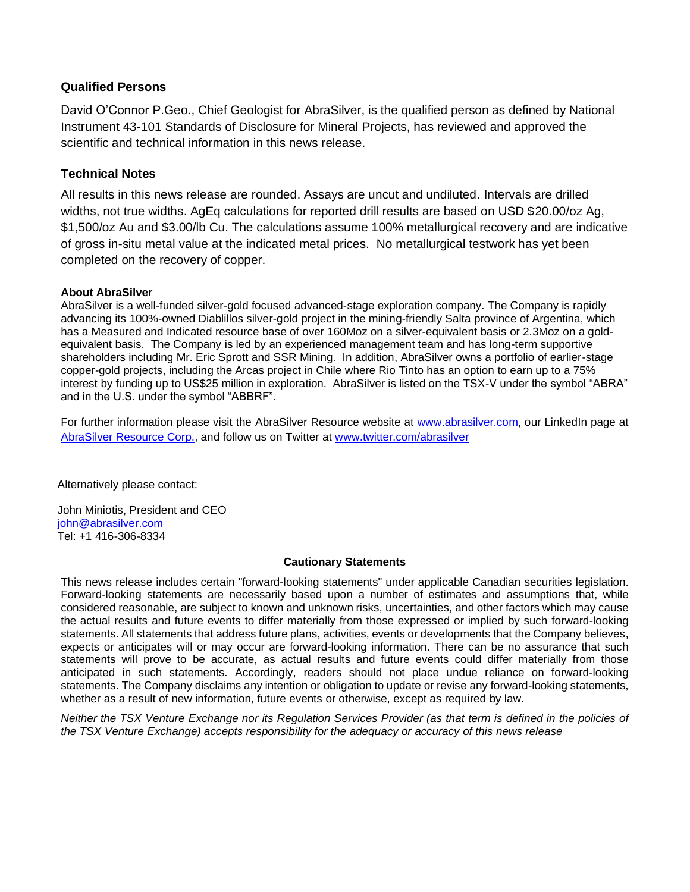### Qualified Persons

David O'Connor P.Geo., Chief Geologist for AbraSilver, is the qualified person as defined by National Instrument 43-101 Standards of Disclosure for Mineral Projects, has reviewed and approved the scientific and technical information in this news release.

### Technical Notes

All results in this news release are rounded. Assays are uncut and undiluted. Intervals are drilled widths, not true widths. AgEq calculations for reported drill results are based on USD $20.00/oz Ag, $1,500/oz Au and $3.00/lb Cu. The calculations assume 100% metallurgical recovery and are indicative of gross in-situ metal value at the indicated metal prices. No metallurgical testwork has yet been completed on the recovery of copper.

**About AbraSilver**

AbraSilver is a well-funded silver-gold focused advanced-stage exploration company. The Company is rapidly advancing its 100%-owned Diablillos silver-gold project in the mining-friendly Salta province of Argentina, which has a Measured and Indicated resource base of over 160Moz on a silver-equivalent basis or 2.3Moz on a gold-equivalent basis. The Company is led by an experienced management team and has long-term supportive shareholders including Mr. Eric Sprott and SSR Mining. In addition, AbraSilver owns a portfolio of earlier-stage copper-gold projects, including the Arcas project in Chile where Rio Tinto has an option to earn up to a 75% interest by funding up to US$25 million in exploration. AbraSilver is listed on the TSX-V under the symbol "ABRA" and in the U.S. under the symbol "ABBRF".

For further information please visit the AbraSilver Resource website at www.abrasilver.com, our LinkedIn page at AbraSilver Resource Corp., and follow us on Twitter at www.twitter.com/abrasilver

Alternatively please contact:

John Miniotis, President and CEO
john@abrasilver.com
Tel: +1 416-306-8334

**Cautionary Statements**

This news release includes certain "forward-looking statements" under applicable Canadian securities legislation. Forward-looking statements are necessarily based upon a number of estimates and assumptions that, while considered reasonable, are subject to known and unknown risks, uncertainties, and other factors which may cause the actual results and future events to differ materially from those expressed or implied by such forward-looking statements. All statements that address future plans, activities, events or developments that the Company believes, expects or anticipates will or may occur are forward-looking information. There can be no assurance that such statements will prove to be accurate, as actual results and future events could differ materially from those anticipated in such statements. Accordingly, readers should not place undue reliance on forward-looking statements. The Company disclaims any intention or obligation to update or revise any forward-looking statements, whether as a result of new information, future events or otherwise, except as required by law.

*Neither the TSX Venture Exchange nor its Regulation Services Provider (as that term is defined in the policies of the TSX Venture Exchange) accepts responsibility for the adequacy or accuracy of this news release*